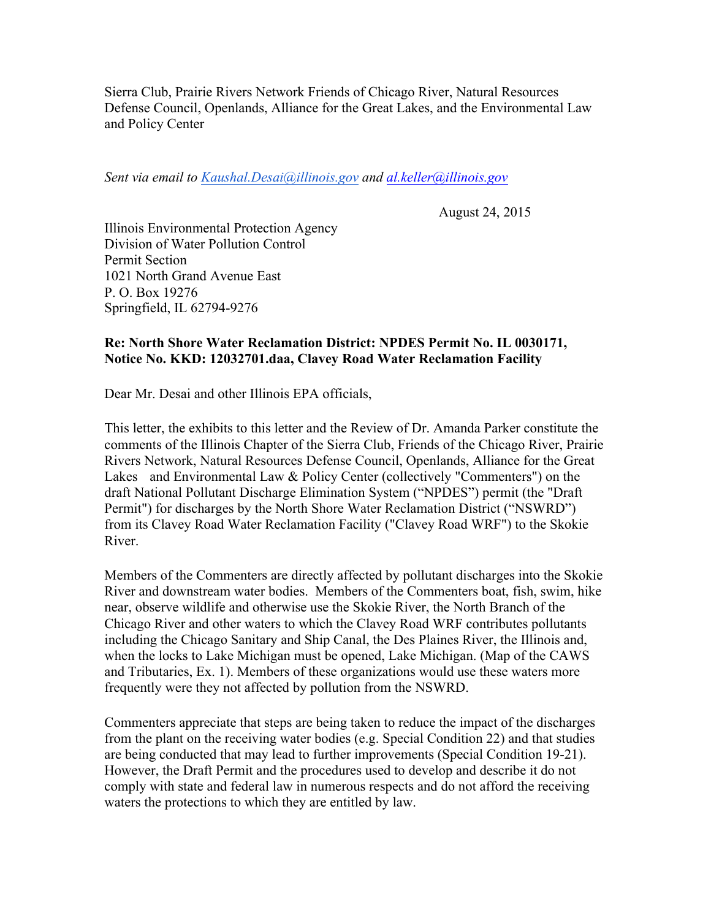Sierra Club, Prairie Rivers Network Friends of Chicago River, Natural Resources Defense Council, Openlands, Alliance for the Great Lakes, and the Environmental Law and Policy Center

*Sent via email to Kaushal.Desai@illinois.gov and al.keller@illinois.gov*

August 24, 2015

Illinois Environmental Protection Agency
Division of Water Pollution Control
Permit Section
1021 North Grand Avenue East
P. O. Box 19276
Springfield, IL 62794-9276

**Re: North Shore Water Reclamation District: NPDES Permit No. IL 0030171, Notice No. KKD: 12032701.daa, Clavey Road Water Reclamation Facility**

Dear Mr. Desai and other Illinois EPA officials,

This letter, the exhibits to this letter and the Review of Dr. Amanda Parker constitute the comments of the Illinois Chapter of the Sierra Club, Friends of the Chicago River, Prairie Rivers Network, Natural Resources Defense Council, Openlands, Alliance for the Great Lakes and Environmental Law & Policy Center (collectively "Commenters") on the draft National Pollutant Discharge Elimination System ("NPDES") permit (the "Draft Permit") for discharges by the North Shore Water Reclamation District ("NSWRD") from its Clavey Road Water Reclamation Facility ("Clavey Road WRF") to the Skokie River.

Members of the Commenters are directly affected by pollutant discharges into the Skokie River and downstream water bodies. Members of the Commenters boat, fish, swim, hike near, observe wildlife and otherwise use the Skokie River, the North Branch of the Chicago River and other waters to which the Clavey Road WRF contributes pollutants including the Chicago Sanitary and Ship Canal, the Des Plaines River, the Illinois and, when the locks to Lake Michigan must be opened, Lake Michigan. (Map of the CAWS and Tributaries, Ex. 1). Members of these organizations would use these waters more frequently were they not affected by pollution from the NSWRD.

Commenters appreciate that steps are being taken to reduce the impact of the discharges from the plant on the receiving water bodies (e.g. Special Condition 22) and that studies are being conducted that may lead to further improvements (Special Condition 19-21). However, the Draft Permit and the procedures used to develop and describe it do not comply with state and federal law in numerous respects and do not afford the receiving waters the protections to which they are entitled by law.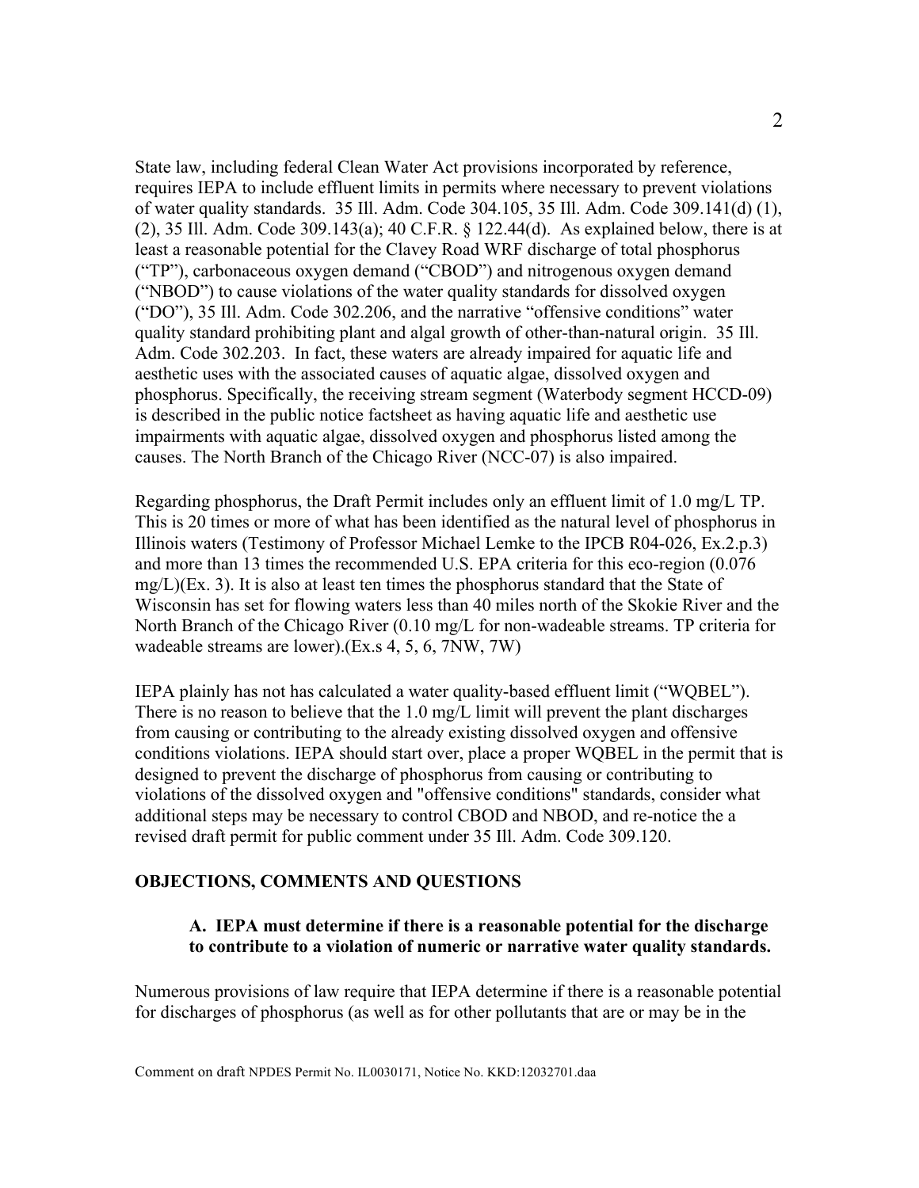State law, including federal Clean Water Act provisions incorporated by reference, requires IEPA to include effluent limits in permits where necessary to prevent violations of water quality standards. 35 Ill. Adm. Code 304.105, 35 Ill. Adm. Code 309.141(d) (1), (2), 35 Ill. Adm. Code 309.143(a); 40 C.F.R. § 122.44(d). As explained below, there is at least a reasonable potential for the Clavey Road WRF discharge of total phosphorus ("TP"), carbonaceous oxygen demand ("CBOD") and nitrogenous oxygen demand ("NBOD") to cause violations of the water quality standards for dissolved oxygen ("DO"), 35 Ill. Adm. Code 302.206, and the narrative "offensive conditions" water quality standard prohibiting plant and algal growth of other-than-natural origin. 35 Ill. Adm. Code 302.203. In fact, these waters are already impaired for aquatic life and aesthetic uses with the associated causes of aquatic algae, dissolved oxygen and phosphorus. Specifically, the receiving stream segment (Waterbody segment HCCD-09) is described in the public notice factsheet as having aquatic life and aesthetic use impairments with aquatic algae, dissolved oxygen and phosphorus listed among the causes. The North Branch of the Chicago River (NCC-07) is also impaired.

Regarding phosphorus, the Draft Permit includes only an effluent limit of 1.0 mg/L TP. This is 20 times or more of what has been identified as the natural level of phosphorus in Illinois waters (Testimony of Professor Michael Lemke to the IPCB R04-026, Ex.2.p.3) and more than 13 times the recommended U.S. EPA criteria for this eco-region (0.076 mg/L)(Ex. 3). It is also at least ten times the phosphorus standard that the State of Wisconsin has set for flowing waters less than 40 miles north of the Skokie River and the North Branch of the Chicago River (0.10 mg/L for non-wadeable streams. TP criteria for wadeable streams are lower).(Ex.s 4, 5, 6, 7NW, 7W)

IEPA plainly has not has calculated a water quality-based effluent limit ("WQBEL"). There is no reason to believe that the 1.0 mg/L limit will prevent the plant discharges from causing or contributing to the already existing dissolved oxygen and offensive conditions violations. IEPA should start over, place a proper WQBEL in the permit that is designed to prevent the discharge of phosphorus from causing or contributing to violations of the dissolved oxygen and "offensive conditions" standards, consider what additional steps may be necessary to control CBOD and NBOD, and re-notice the a revised draft permit for public comment under 35 Ill. Adm. Code 309.120.

## OBJECTIONS, COMMENTS AND QUESTIONS

### A. IEPA must determine if there is a reasonable potential for the discharge to contribute to a violation of numeric or narrative water quality standards.

Numerous provisions of law require that IEPA determine if there is a reasonable potential for discharges of phosphorus (as well as for other pollutants that are or may be in the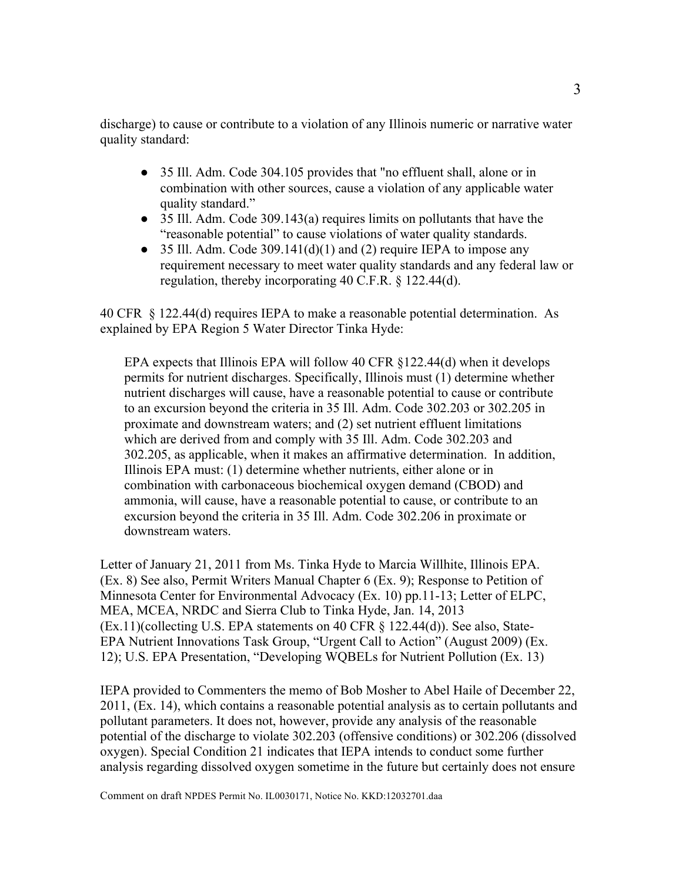discharge) to cause or contribute to a violation of any Illinois numeric or narrative water quality standard:

- 35 Ill. Adm. Code 304.105 provides that "no effluent shall, alone or in combination with other sources, cause a violation of any applicable water quality standard."
- 35 Ill. Adm. Code 309.143(a) requires limits on pollutants that have the "reasonable potential" to cause violations of water quality standards.
- 35 Ill. Adm. Code 309.141(d)(1) and (2) require IEPA to impose any requirement necessary to meet water quality standards and any federal law or regulation, thereby incorporating 40 C.F.R. § 122.44(d).

40 CFR § 122.44(d) requires IEPA to make a reasonable potential determination. As explained by EPA Region 5 Water Director Tinka Hyde:

> EPA expects that Illinois EPA will follow 40 CFR §122.44(d) when it develops permits for nutrient discharges. Specifically, Illinois must (1) determine whether nutrient discharges will cause, have a reasonable potential to cause or contribute to an excursion beyond the criteria in 35 Ill. Adm. Code 302.203 or 302.205 in proximate and downstream waters; and (2) set nutrient effluent limitations which are derived from and comply with 35 Ill. Adm. Code 302.203 and 302.205, as applicable, when it makes an affirmative determination. In addition, Illinois EPA must: (1) determine whether nutrients, either alone or in combination with carbonaceous biochemical oxygen demand (CBOD) and ammonia, will cause, have a reasonable potential to cause, or contribute to an excursion beyond the criteria in 35 Ill. Adm. Code 302.206 in proximate or downstream waters.

Letter of January 21, 2011 from Ms. Tinka Hyde to Marcia Willhite, Illinois EPA. (Ex. 8) See also, Permit Writers Manual Chapter 6 (Ex. 9); Response to Petition of Minnesota Center for Environmental Advocacy (Ex. 10) pp.11-13; Letter of ELPC, MEA, MCEA, NRDC and Sierra Club to Tinka Hyde, Jan. 14, 2013 (Ex.11)(collecting U.S. EPA statements on 40 CFR § 122.44(d)). See also, State-EPA Nutrient Innovations Task Group, "Urgent Call to Action" (August 2009) (Ex. 12); U.S. EPA Presentation, "Developing WQBELs for Nutrient Pollution (Ex. 13)

IEPA provided to Commenters the memo of Bob Mosher to Abel Haile of December 22, 2011, (Ex. 14), which contains a reasonable potential analysis as to certain pollutants and pollutant parameters. It does not, however, provide any analysis of the reasonable potential of the discharge to violate 302.203 (offensive conditions) or 302.206 (dissolved oxygen). Special Condition 21 indicates that IEPA intends to conduct some further analysis regarding dissolved oxygen sometime in the future but certainly does not ensure

Comment on draft NPDES Permit No. IL0030171, Notice No. KKD:12032701.daa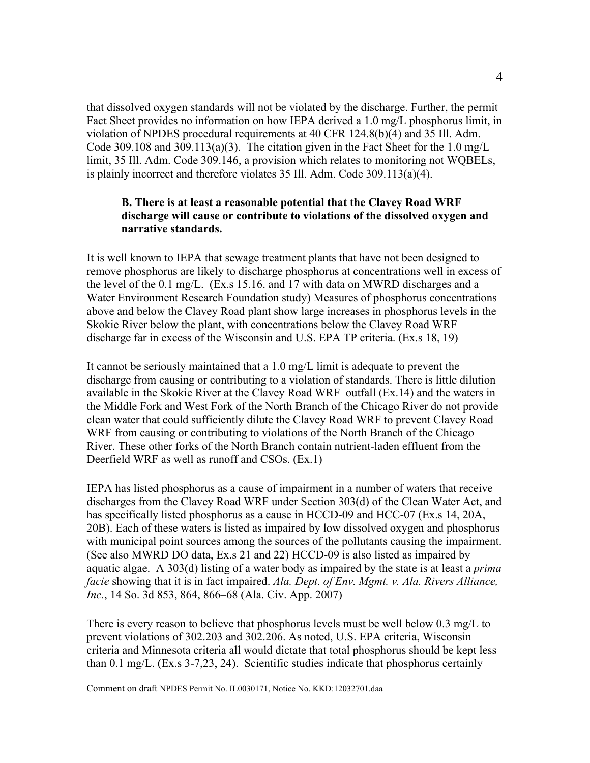that dissolved oxygen standards will not be violated by the discharge. Further, the permit Fact Sheet provides no information on how IEPA derived a 1.0 mg/L phosphorus limit, in violation of NPDES procedural requirements at 40 CFR 124.8(b)(4) and 35 Ill. Adm. Code 309.108 and 309.113(a)(3). The citation given in the Fact Sheet for the 1.0 mg/L limit, 35 Ill. Adm. Code 309.146, a provision which relates to monitoring not WQBELs, is plainly incorrect and therefore violates 35 Ill. Adm. Code 309.113(a)(4).

**B. There is at least a reasonable potential that the Clavey Road WRF discharge will cause or contribute to violations of the dissolved oxygen and narrative standards.**

It is well known to IEPA that sewage treatment plants that have not been designed to remove phosphorus are likely to discharge phosphorus at concentrations well in excess of the level of the 0.1 mg/L. (Ex.s 15.16. and 17 with data on MWRD discharges and a Water Environment Research Foundation study) Measures of phosphorus concentrations above and below the Clavey Road plant show large increases in phosphorus levels in the Skokie River below the plant, with concentrations below the Clavey Road WRF discharge far in excess of the Wisconsin and U.S. EPA TP criteria. (Ex.s 18, 19)

It cannot be seriously maintained that a 1.0 mg/L limit is adequate to prevent the discharge from causing or contributing to a violation of standards. There is little dilution available in the Skokie River at the Clavey Road WRF outfall (Ex.14) and the waters in the Middle Fork and West Fork of the North Branch of the Chicago River do not provide clean water that could sufficiently dilute the Clavey Road WRF to prevent Clavey Road WRF from causing or contributing to violations of the North Branch of the Chicago River. These other forks of the North Branch contain nutrient-laden effluent from the Deerfield WRF as well as runoff and CSOs. (Ex.1)

IEPA has listed phosphorus as a cause of impairment in a number of waters that receive discharges from the Clavey Road WRF under Section 303(d) of the Clean Water Act, and has specifically listed phosphorus as a cause in HCCD-09 and HCC-07 (Ex.s 14, 20A, 20B). Each of these waters is listed as impaired by low dissolved oxygen and phosphorus with municipal point sources among the sources of the pollutants causing the impairment. (See also MWRD DO data, Ex.s 21 and 22) HCCD-09 is also listed as impaired by aquatic algae. A 303(d) listing of a water body as impaired by the state is at least a *prima facie* showing that it is in fact impaired. *Ala. Dept. of Env. Mgmt. v. Ala. Rivers Alliance, Inc.*, 14 So. 3d 853, 864, 866–68 (Ala. Civ. App. 2007)

There is every reason to believe that phosphorus levels must be well below 0.3 mg/L to prevent violations of 302.203 and 302.206. As noted, U.S. EPA criteria, Wisconsin criteria and Minnesota criteria all would dictate that total phosphorus should be kept less than 0.1 mg/L. (Ex.s 3-7,23, 24). Scientific studies indicate that phosphorus certainly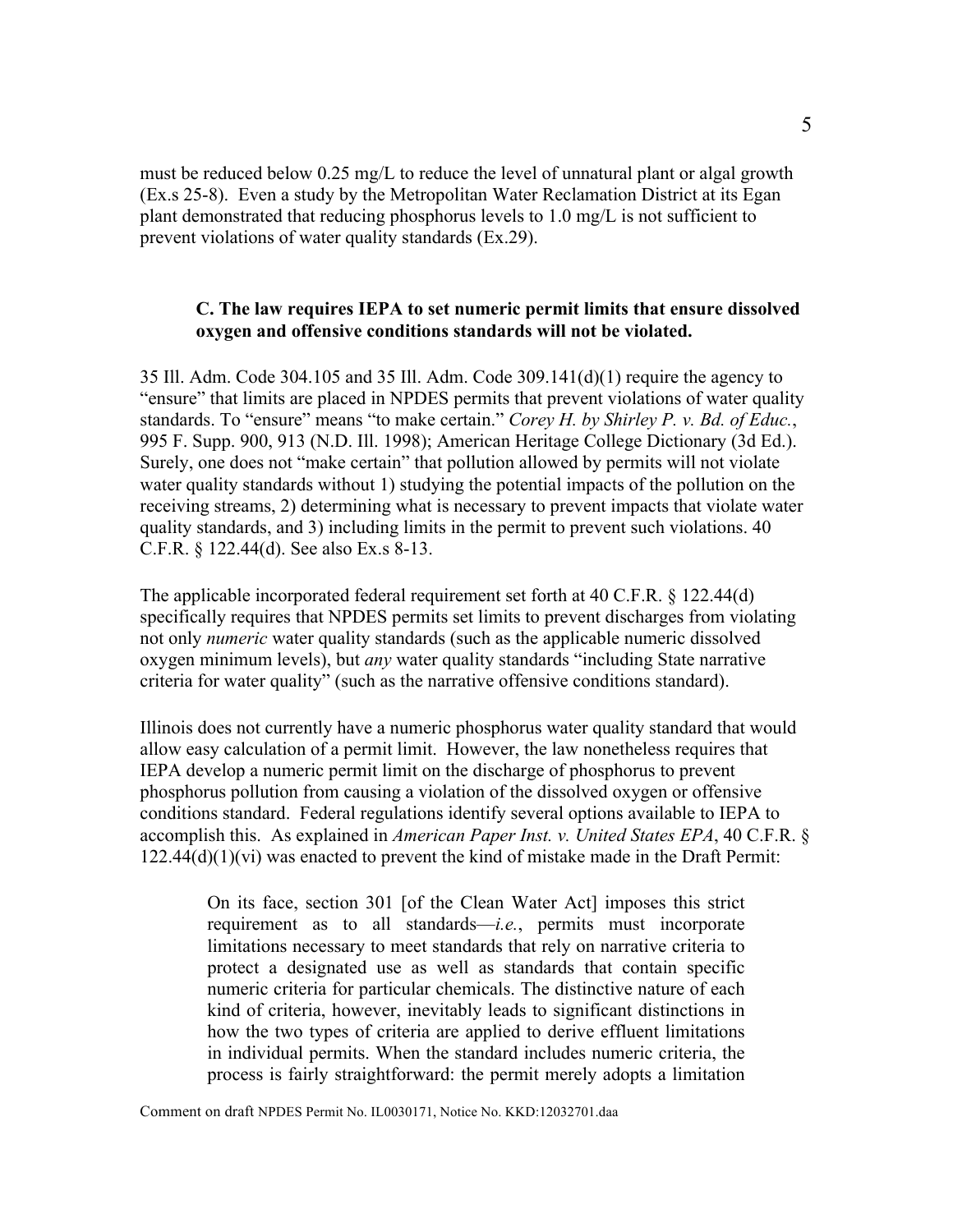must be reduced below 0.25 mg/L to reduce the level of unnatural plant or algal growth (Ex.s 25-8). Even a study by the Metropolitan Water Reclamation District at its Egan plant demonstrated that reducing phosphorus levels to 1.0 mg/L is not sufficient to prevent violations of water quality standards (Ex.29).

### C. The law requires IEPA to set numeric permit limits that ensure dissolved oxygen and offensive conditions standards will not be violated.

35 Ill. Adm. Code 304.105 and 35 Ill. Adm. Code 309.141(d)(1) require the agency to "ensure" that limits are placed in NPDES permits that prevent violations of water quality standards. To "ensure" means "to make certain." *Corey H. by Shirley P. v. Bd. of Educ.*, 995 F. Supp. 900, 913 (N.D. Ill. 1998); American Heritage College Dictionary (3d Ed.). Surely, one does not "make certain" that pollution allowed by permits will not violate water quality standards without 1) studying the potential impacts of the pollution on the receiving streams, 2) determining what is necessary to prevent impacts that violate water quality standards, and 3) including limits in the permit to prevent such violations. 40 C.F.R. § 122.44(d). See also Ex.s 8-13.

The applicable incorporated federal requirement set forth at 40 C.F.R. § 122.44(d) specifically requires that NPDES permits set limits to prevent discharges from violating not only *numeric* water quality standards (such as the applicable numeric dissolved oxygen minimum levels), but *any* water quality standards "including State narrative criteria for water quality" (such as the narrative offensive conditions standard).

Illinois does not currently have a numeric phosphorus water quality standard that would allow easy calculation of a permit limit. However, the law nonetheless requires that IEPA develop a numeric permit limit on the discharge of phosphorus to prevent phosphorus pollution from causing a violation of the dissolved oxygen or offensive conditions standard. Federal regulations identify several options available to IEPA to accomplish this. As explained in *American Paper Inst. v. United States EPA*, 40 C.F.R. § 122.44(d)(1)(vi) was enacted to prevent the kind of mistake made in the Draft Permit:

> On its face, section 301 [of the Clean Water Act] imposes this strict requirement as to all standards—*i.e.*, permits must incorporate limitations necessary to meet standards that rely on narrative criteria to protect a designated use as well as standards that contain specific numeric criteria for particular chemicals. The distinctive nature of each kind of criteria, however, inevitably leads to significant distinctions in how the two types of criteria are applied to derive effluent limitations in individual permits. When the standard includes numeric criteria, the process is fairly straightforward: the permit merely adopts a limitation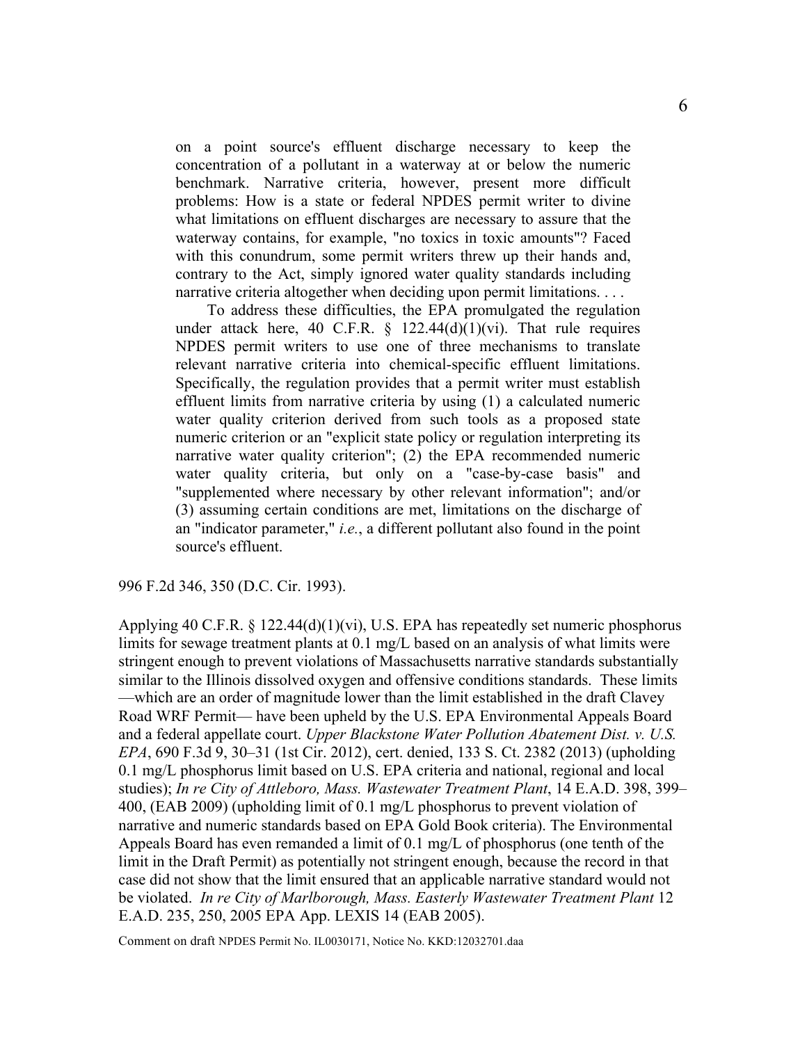> on a point source's effluent discharge necessary to keep the concentration of a pollutant in a waterway at or below the numeric benchmark. Narrative criteria, however, present more difficult problems: How is a state or federal NPDES permit writer to divine what limitations on effluent discharges are necessary to assure that the waterway contains, for example, "no toxics in toxic amounts"? Faced with this conundrum, some permit writers threw up their hands and, contrary to the Act, simply ignored water quality standards including narrative criteria altogether when deciding upon permit limitations. . . .
>
> To address these difficulties, the EPA promulgated the regulation under attack here, 40 C.F.R. § 122.44(d)(1)(vi). That rule requires NPDES permit writers to use one of three mechanisms to translate relevant narrative criteria into chemical-specific effluent limitations. Specifically, the regulation provides that a permit writer must establish effluent limits from narrative criteria by using (1) a calculated numeric water quality criterion derived from such tools as a proposed state numeric criterion or an "explicit state policy or regulation interpreting its narrative water quality criterion"; (2) the EPA recommended numeric water quality criteria, but only on a "case-by-case basis" and "supplemented where necessary by other relevant information"; and/or (3) assuming certain conditions are met, limitations on the discharge of an "indicator parameter," *i.e.*, a different pollutant also found in the point source's effluent.

996 F.2d 346, 350 (D.C. Cir. 1993).

Applying 40 C.F.R. § 122.44(d)(1)(vi), U.S. EPA has repeatedly set numeric phosphorus limits for sewage treatment plants at 0.1 mg/L based on an analysis of what limits were stringent enough to prevent violations of Massachusetts narrative standards substantially similar to the Illinois dissolved oxygen and offensive conditions standards. These limits —which are an order of magnitude lower than the limit established in the draft Clavey Road WRF Permit— have been upheld by the U.S. EPA Environmental Appeals Board and a federal appellate court. *Upper Blackstone Water Pollution Abatement Dist. v. U.S. EPA*, 690 F.3d 9, 30–31 (1st Cir. 2012), cert. denied, 133 S. Ct. 2382 (2013) (upholding 0.1 mg/L phosphorus limit based on U.S. EPA criteria and national, regional and local studies); *In re City of Attleboro, Mass. Wastewater Treatment Plant*, 14 E.A.D. 398, 399–400, (EAB 2009) (upholding limit of 0.1 mg/L phosphorus to prevent violation of narrative and numeric standards based on EPA Gold Book criteria). The Environmental Appeals Board has even remanded a limit of 0.1 mg/L of phosphorus (one tenth of the limit in the Draft Permit) as potentially not stringent enough, because the record in that case did not show that the limit ensured that an applicable narrative standard would not be violated. *In re City of Marlborough, Mass. Easterly Wastewater Treatment Plant* 12 E.A.D. 235, 250, 2005 EPA App. LEXIS 14 (EAB 2005).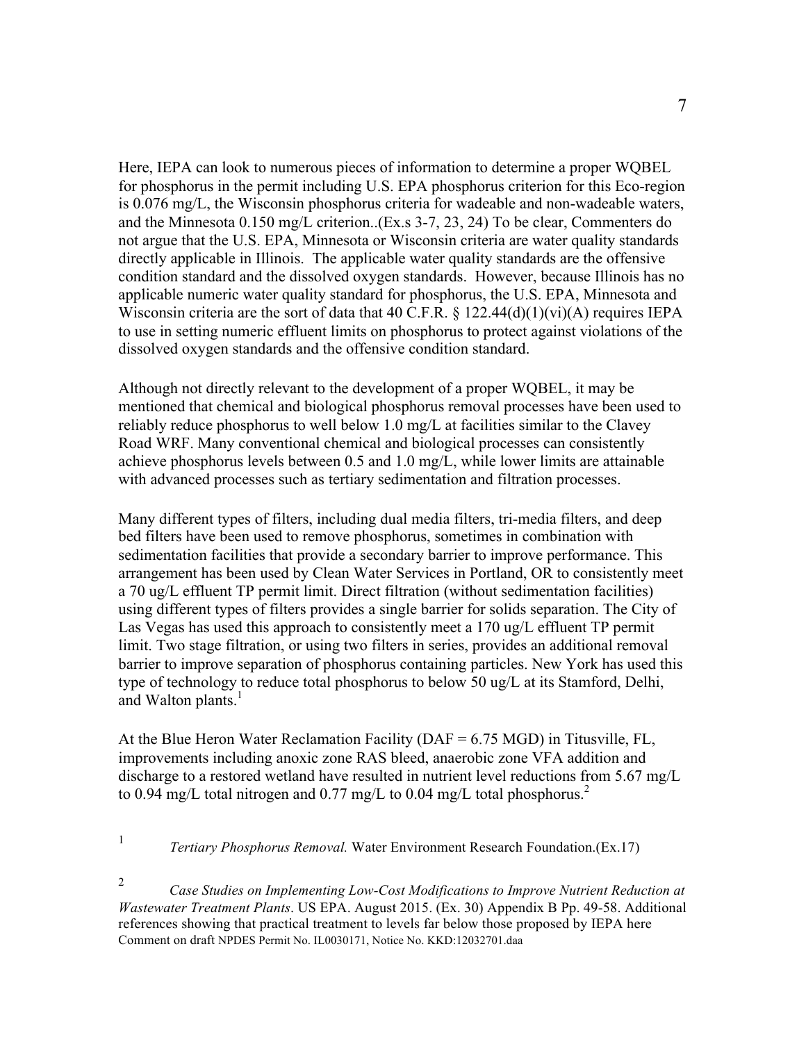Here, IEPA can look to numerous pieces of information to determine a proper WQBEL for phosphorus in the permit including U.S. EPA phosphorus criterion for this Eco-region is 0.076 mg/L, the Wisconsin phosphorus criteria for wadeable and non-wadeable waters, and the Minnesota 0.150 mg/L criterion..(Ex.s 3-7, 23, 24) To be clear, Commenters do not argue that the U.S. EPA, Minnesota or Wisconsin criteria are water quality standards directly applicable in Illinois. The applicable water quality standards are the offensive condition standard and the dissolved oxygen standards. However, because Illinois has no applicable numeric water quality standard for phosphorus, the U.S. EPA, Minnesota and Wisconsin criteria are the sort of data that 40 C.F.R. § 122.44(d)(1)(vi)(A) requires IEPA to use in setting numeric effluent limits on phosphorus to protect against violations of the dissolved oxygen standards and the offensive condition standard.

Although not directly relevant to the development of a proper WQBEL, it may be mentioned that chemical and biological phosphorus removal processes have been used to reliably reduce phosphorus to well below 1.0 mg/L at facilities similar to the Clavey Road WRF. Many conventional chemical and biological processes can consistently achieve phosphorus levels between 0.5 and 1.0 mg/L, while lower limits are attainable with advanced processes such as tertiary sedimentation and filtration processes.

Many different types of filters, including dual media filters, tri-media filters, and deep bed filters have been used to remove phosphorus, sometimes in combination with sedimentation facilities that provide a secondary barrier to improve performance. This arrangement has been used by Clean Water Services in Portland, OR to consistently meet a 70 ug/L effluent TP permit limit. Direct filtration (without sedimentation facilities) using different types of filters provides a single barrier for solids separation. The City of Las Vegas has used this approach to consistently meet a 170 ug/L effluent TP permit limit. Two stage filtration, or using two filters in series, provides an additional removal barrier to improve separation of phosphorus containing particles. New York has used this type of technology to reduce total phosphorus to below 50 ug/L at its Stamford, Delhi, and Walton plants.[1]

At the Blue Heron Water Reclamation Facility (DAF = 6.75 MGD) in Titusville, FL, improvements including anoxic zone RAS bleed, anaerobic zone VFA addition and discharge to a restored wetland have resulted in nutrient level reductions from 5.67 mg/L to 0.94 mg/L total nitrogen and 0.77 mg/L to 0.04 mg/L total phosphorus.[2]

[1] *Tertiary Phosphorus Removal.* Water Environment Research Foundation.(Ex.17)

[2] *Case Studies on Implementing Low-Cost Modifications to Improve Nutrient Reduction at Wastewater Treatment Plants*. US EPA. August 2015. (Ex. 30) Appendix B Pp. 49-58. Additional references showing that practical treatment to levels far below those proposed by IEPA here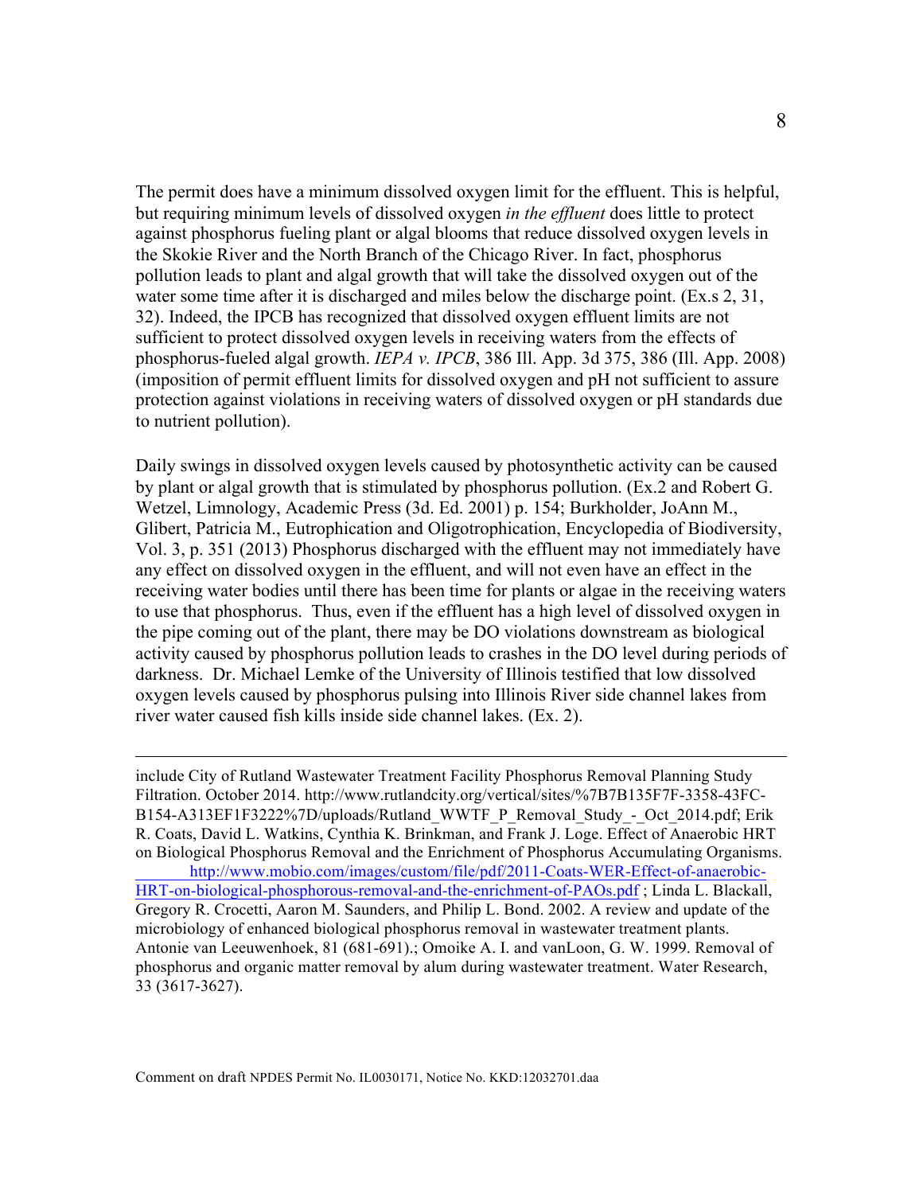The permit does have a minimum dissolved oxygen limit for the effluent. This is helpful, but requiring minimum levels of dissolved oxygen *in the effluent* does little to protect against phosphorus fueling plant or algal blooms that reduce dissolved oxygen levels in the Skokie River and the North Branch of the Chicago River. In fact, phosphorus pollution leads to plant and algal growth that will take the dissolved oxygen out of the water some time after it is discharged and miles below the discharge point. (Ex.s 2, 31, 32). Indeed, the IPCB has recognized that dissolved oxygen effluent limits are not sufficient to protect dissolved oxygen levels in receiving waters from the effects of phosphorus-fueled algal growth. *IEPA v. IPCB*, 386 Ill. App. 3d 375, 386 (Ill. App. 2008) (imposition of permit effluent limits for dissolved oxygen and pH not sufficient to assure protection against violations in receiving waters of dissolved oxygen or pH standards due to nutrient pollution).

Daily swings in dissolved oxygen levels caused by photosynthetic activity can be caused by plant or algal growth that is stimulated by phosphorus pollution. (Ex.2 and Robert G. Wetzel, Limnology, Academic Press (3d. Ed. 2001) p. 154; Burkholder, JoAnn M., Glibert, Patricia M., Eutrophication and Oligotrophication, Encyclopedia of Biodiversity, Vol. 3, p. 351 (2013) Phosphorus discharged with the effluent may not immediately have any effect on dissolved oxygen in the effluent, and will not even have an effect in the receiving water bodies until there has been time for plants or algae in the receiving waters to use that phosphorus. Thus, even if the effluent has a high level of dissolved oxygen in the pipe coming out of the plant, there may be DO violations downstream as biological activity caused by phosphorus pollution leads to crashes in the DO level during periods of darkness. Dr. Michael Lemke of the University of Illinois testified that low dissolved oxygen levels caused by phosphorus pulsing into Illinois River side channel lakes from river water caused fish kills inside side channel lakes. (Ex. 2).

---

include City of Rutland Wastewater Treatment Facility Phosphorus Removal Planning Study Filtration. October 2014. http://www.rutlandcity.org/vertical/sites/%7B7B135F7F-3358-43FC-B154-A313EF1F3222%7D/uploads/Rutland_WWTF_P_Removal_Study_-_Oct_2014.pdf; Erik R. Coats, David L. Watkins, Cynthia K. Brinkman, and Frank J. Loge. Effect of Anaerobic HRT on Biological Phosphorus Removal and the Enrichment of Phosphorus Accumulating Organisms. http://www.mobio.com/images/custom/file/pdf/2011-Coats-WER-Effect-of-anaerobic-HRT-on-biological-phosphorous-removal-and-the-enrichment-of-PAOs.pdf ; Linda L. Blackall, Gregory R. Crocetti, Aaron M. Saunders, and Philip L. Bond. 2002. A review and update of the microbiology of enhanced biological phosphorus removal in wastewater treatment plants. Antonie van Leeuwenhoek, 81 (681-691).; Omoike A. I. and vanLoon, G. W. 1999. Removal of phosphorus and organic matter removal by alum during wastewater treatment. Water Research, 33 (3617-3627).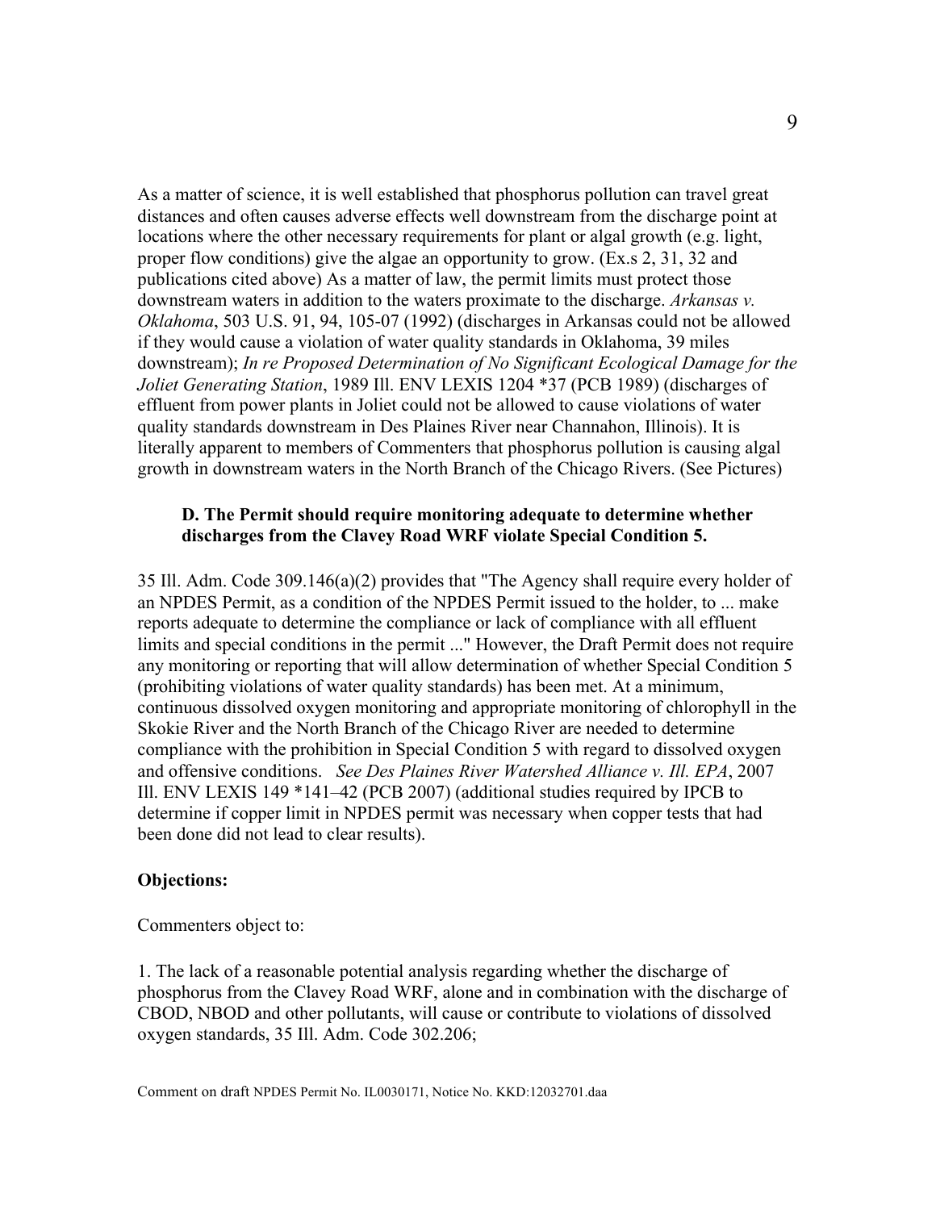As a matter of science, it is well established that phosphorus pollution can travel great distances and often causes adverse effects well downstream from the discharge point at locations where the other necessary requirements for plant or algal growth (e.g. light, proper flow conditions) give the algae an opportunity to grow. (Ex.s 2, 31, 32 and publications cited above) As a matter of law, the permit limits must protect those downstream waters in addition to the waters proximate to the discharge. *Arkansas v. Oklahoma*, 503 U.S. 91, 94, 105-07 (1992) (discharges in Arkansas could not be allowed if they would cause a violation of water quality standards in Oklahoma, 39 miles downstream); *In re Proposed Determination of No Significant Ecological Damage for the Joliet Generating Station*, 1989 Ill. ENV LEXIS 1204 *37 (PCB 1989) (discharges of effluent from power plants in Joliet could not be allowed to cause violations of water quality standards downstream in Des Plaines River near Channahon, Illinois). It is literally apparent to members of Commenters that phosphorus pollution is causing algal growth in downstream waters in the North Branch of the Chicago Rivers. (See Pictures)

**D. The Permit should require monitoring adequate to determine whether discharges from the Clavey Road WRF violate Special Condition 5.**

35 Ill. Adm. Code 309.146(a)(2) provides that "The Agency shall require every holder of an NPDES Permit, as a condition of the NPDES Permit issued to the holder, to ... make reports adequate to determine the compliance or lack of compliance with all effluent limits and special conditions in the permit ..." However, the Draft Permit does not require any monitoring or reporting that will allow determination of whether Special Condition 5 (prohibiting violations of water quality standards) has been met. At a minimum, continuous dissolved oxygen monitoring and appropriate monitoring of chlorophyll in the Skokie River and the North Branch of the Chicago River are needed to determine compliance with the prohibition in Special Condition 5 with regard to dissolved oxygen and offensive conditions. *See Des Plaines River Watershed Alliance v. Ill. EPA*, 2007 Ill. ENV LEXIS 149 *141–42 (PCB 2007) (additional studies required by IPCB to determine if copper limit in NPDES permit was necessary when copper tests that had been done did not lead to clear results).

**Objections:**

Commenters object to:

1. The lack of a reasonable potential analysis regarding whether the discharge of phosphorus from the Clavey Road WRF, alone and in combination with the discharge of CBOD, NBOD and other pollutants, will cause or contribute to violations of dissolved oxygen standards, 35 Ill. Adm. Code 302.206;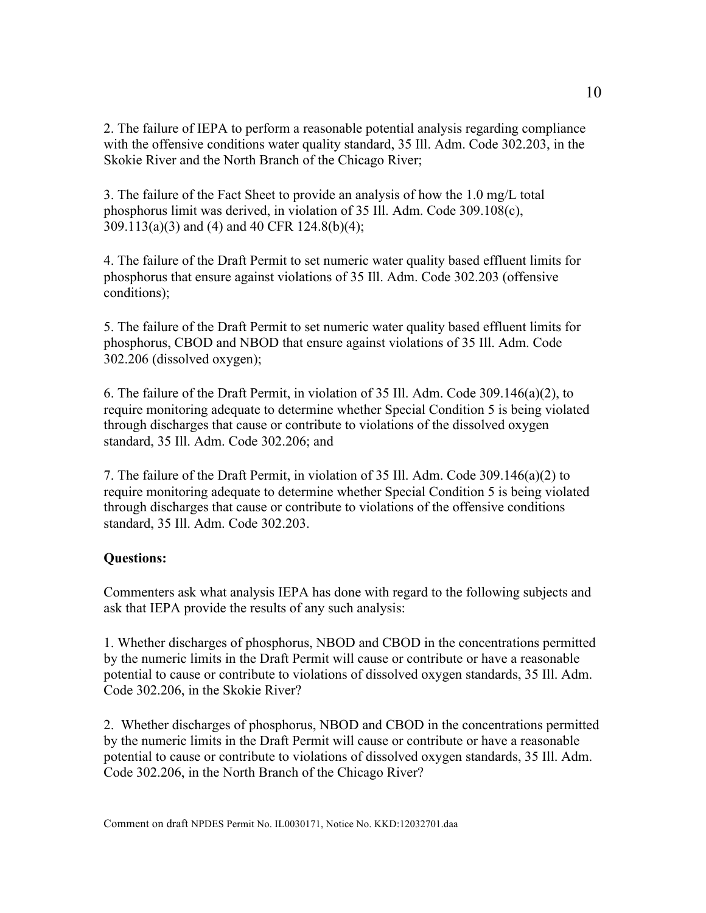2. The failure of IEPA to perform a reasonable potential analysis regarding compliance with the offensive conditions water quality standard, 35 Ill. Adm. Code 302.203, in the Skokie River and the North Branch of the Chicago River;

3. The failure of the Fact Sheet to provide an analysis of how the 1.0 mg/L total phosphorus limit was derived, in violation of 35 Ill. Adm. Code 309.108(c), 309.113(a)(3) and (4) and 40 CFR 124.8(b)(4);

4. The failure of the Draft Permit to set numeric water quality based effluent limits for phosphorus that ensure against violations of 35 Ill. Adm. Code 302.203 (offensive conditions);

5. The failure of the Draft Permit to set numeric water quality based effluent limits for phosphorus, CBOD and NBOD that ensure against violations of 35 Ill. Adm. Code 302.206 (dissolved oxygen);

6. The failure of the Draft Permit, in violation of 35 Ill. Adm. Code 309.146(a)(2), to require monitoring adequate to determine whether Special Condition 5 is being violated through discharges that cause or contribute to violations of the dissolved oxygen standard, 35 Ill. Adm. Code 302.206; and

7. The failure of the Draft Permit, in violation of 35 Ill. Adm. Code 309.146(a)(2) to require monitoring adequate to determine whether Special Condition 5 is being violated through discharges that cause or contribute to violations of the offensive conditions standard, 35 Ill. Adm. Code 302.203.

**Questions:**

Commenters ask what analysis IEPA has done with regard to the following subjects and ask that IEPA provide the results of any such analysis:

1. Whether discharges of phosphorus, NBOD and CBOD in the concentrations permitted by the numeric limits in the Draft Permit will cause or contribute or have a reasonable potential to cause or contribute to violations of dissolved oxygen standards, 35 Ill. Adm. Code 302.206, in the Skokie River?

2. Whether discharges of phosphorus, NBOD and CBOD in the concentrations permitted by the numeric limits in the Draft Permit will cause or contribute or have a reasonable potential to cause or contribute to violations of dissolved oxygen standards, 35 Ill. Adm. Code 302.206, in the North Branch of the Chicago River?

Comment on draft NPDES Permit No. IL0030171, Notice No. KKD:12032701.daa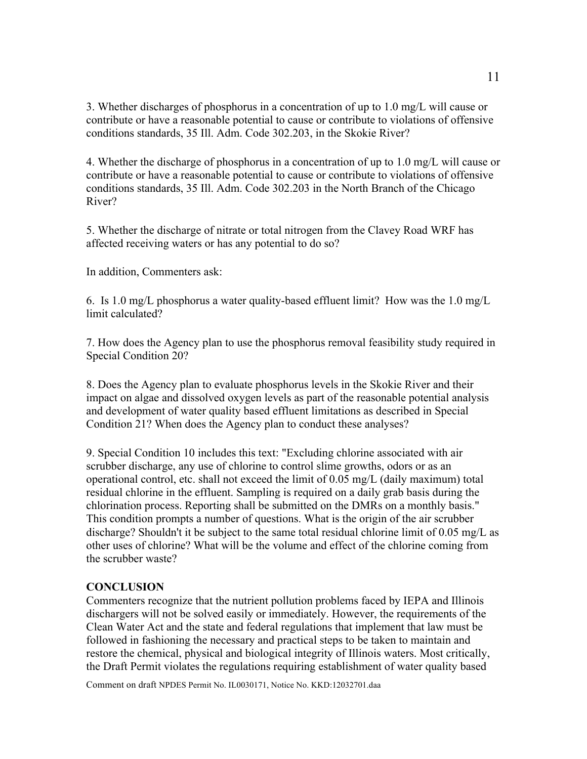3. Whether discharges of phosphorus in a concentration of up to 1.0 mg/L will cause or contribute or have a reasonable potential to cause or contribute to violations of offensive conditions standards, 35 Ill. Adm. Code 302.203, in the Skokie River?

4. Whether the discharge of phosphorus in a concentration of up to 1.0 mg/L will cause or contribute or have a reasonable potential to cause or contribute to violations of offensive conditions standards, 35 Ill. Adm. Code 302.203 in the North Branch of the Chicago River?

5. Whether the discharge of nitrate or total nitrogen from the Clavey Road WRF has affected receiving waters or has any potential to do so?

In addition, Commenters ask:

6. Is 1.0 mg/L phosphorus a water quality-based effluent limit? How was the 1.0 mg/L limit calculated?

7. How does the Agency plan to use the phosphorus removal feasibility study required in Special Condition 20?

8. Does the Agency plan to evaluate phosphorus levels in the Skokie River and their impact on algae and dissolved oxygen levels as part of the reasonable potential analysis and development of water quality based effluent limitations as described in Special Condition 21? When does the Agency plan to conduct these analyses?

9. Special Condition 10 includes this text: "Excluding chlorine associated with air scrubber discharge, any use of chlorine to control slime growths, odors or as an operational control, etc. shall not exceed the limit of 0.05 mg/L (daily maximum) total residual chlorine in the effluent. Sampling is required on a daily grab basis during the chlorination process. Reporting shall be submitted on the DMRs on a monthly basis." This condition prompts a number of questions. What is the origin of the air scrubber discharge? Shouldn't it be subject to the same total residual chlorine limit of 0.05 mg/L as other uses of chlorine? What will be the volume and effect of the chlorine coming from the scrubber waste?

**CONCLUSION**

Commenters recognize that the nutrient pollution problems faced by IEPA and Illinois dischargers will not be solved easily or immediately. However, the requirements of the Clean Water Act and the state and federal regulations that implement that law must be followed in fashioning the necessary and practical steps to be taken to maintain and restore the chemical, physical and biological integrity of Illinois waters. Most critically, the Draft Permit violates the regulations requiring establishment of water quality based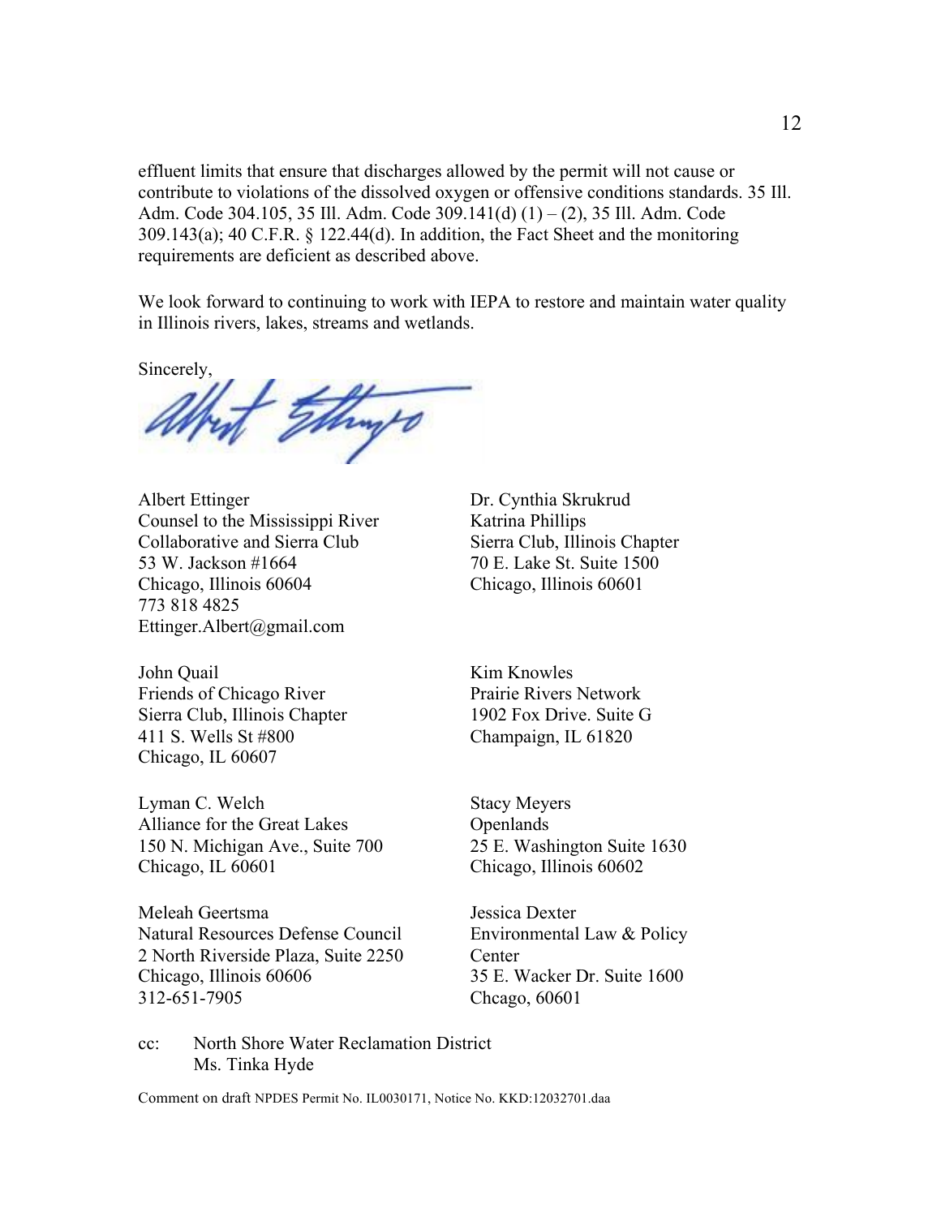effluent limits that ensure that discharges allowed by the permit will not cause or contribute to violations of the dissolved oxygen or offensive conditions standards. 35 Ill. Adm. Code 304.105, 35 Ill. Adm. Code 309.141(d) (1) – (2), 35 Ill. Adm. Code 309.143(a); 40 C.F.R. § 122.44(d). In addition, the Fact Sheet and the monitoring requirements are deficient as described above.

We look forward to continuing to work with IEPA to restore and maintain water quality in Illinois rivers, lakes, streams and wetlands.

Sincerely,

Albert Ettinger  
Counsel to the Mississippi River Collaborative and Sierra Club  
53 W. Jackson #1664  
Chicago, Illinois 60604  
773 818 4825  
Ettinger.Albert@gmail.com

Dr. Cynthia Skrukrud  
Katrina Phillips  
Sierra Club, Illinois Chapter  
70 E. Lake St. Suite 1500  
Chicago, Illinois 60601

John Quail  
Friends of Chicago River  
Sierra Club, Illinois Chapter  
411 S. Wells St #800  
Chicago, IL 60607

Kim Knowles  
Prairie Rivers Network  
1902 Fox Drive. Suite G  
Champaign, IL 61820

Lyman C. Welch  
Alliance for the Great Lakes  
150 N. Michigan Ave., Suite 700  
Chicago, IL 60601

Stacy Meyers  
Openlands  
25 E. Washington Suite 1630  
Chicago, Illinois 60602

Meleah Geertsma  
Natural Resources Defense Council  
2 North Riverside Plaza, Suite 2250  
Chicago, Illinois 60606  
312-651-7905

Jessica Dexter  
Environmental Law & Policy Center  
35 E. Wacker Dr. Suite 1600  
Chcago, 60601

cc: North Shore Water Reclamation District  
Ms. Tinka Hyde

Comment on draft NPDES Permit No. IL0030171, Notice No. KKD:12032701.daa